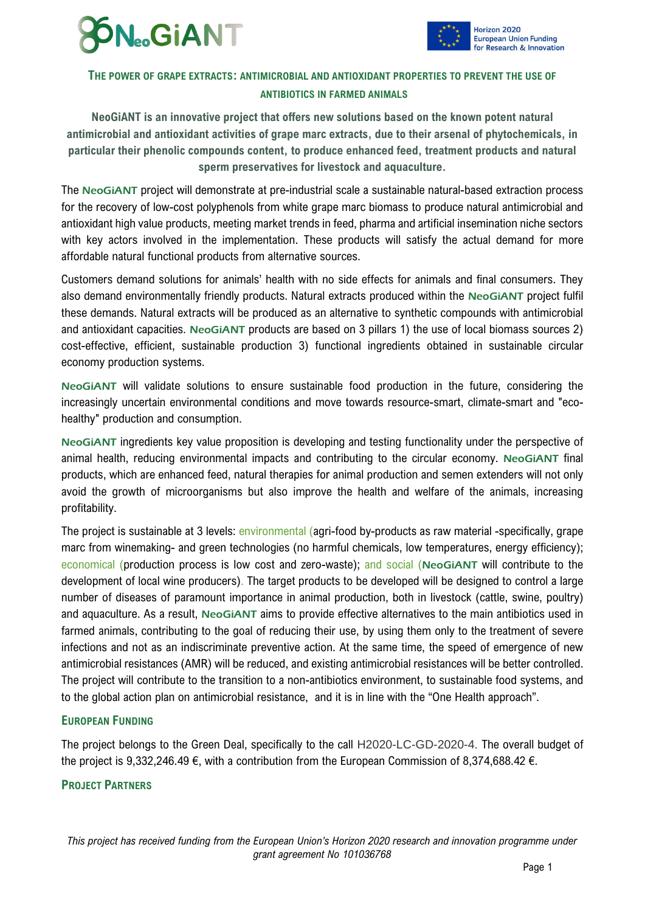## THE POWER OF GRAPE EXTRACTS: ANTIMICROBIAL AND ANTIOXIDANT PROPERTIES TO PREVENT THE USE OF ANTIBIOTICS IN FARMED ANIMALS

**NeoGiANT is an innovative project that offers new solutions based on the known potent natural antimicrobial and antioxidant activities of grape marc extracts, due to their arsenal of phytochemicals, in particular their phenolic compounds content, to produce enhanced feed, treatment products and natural sperm preservatives for livestock and aquaculture.**

The **NeoGiANT** project will demonstrate at pre-industrial scale a sustainable natural-based extraction process for the recovery of low-cost polyphenols from white grape marc biomass to produce natural antimicrobial and antioxidant high value products, meeting market trends in feed, pharma and artificial insemination niche sectors with key actors involved in the implementation. These products will satisfy the actual demand for more affordable natural functional products from alternative sources.

Customers demand solutions for animals' health with no side effects for animals and final consumers. They also demand environmentally friendly products. Natural extracts produced within the **NeoGiANT** project fulfil these demands. Natural extracts will be produced as an alternative to synthetic compounds with antimicrobial and antioxidant capacities. **NeoGiANT** products are based on 3 pillars 1) the use of local biomass sources 2) cost-effective, efficient, sustainable production 3) functional ingredients obtained in sustainable circular economy production systems.

**NeoGiANT** will validate solutions to ensure sustainable food production in the future, considering the increasingly uncertain environmental conditions and move towards resource-smart, climate-smart and "eco-healthy" production and consumption.

**NeoGiANT** ingredients key value proposition is developing and testing functionality under the perspective of animal health, reducing environmental impacts and contributing to the circular economy. **NeoGiANT** final products, which are enhanced feed, natural therapies for animal production and semen extenders will not only avoid the growth of microorganisms but also improve the health and welfare of the animals, increasing profitability.

The project is sustainable at 3 levels: environmental (agri-food by-products as raw material -specifically, grape marc from winemaking- and green technologies (no harmful chemicals, low temperatures, energy efficiency); economical (production process is low cost and zero-waste); and social (**NeoGiANT** will contribute to the development of local wine producers). The target products to be developed will be designed to control a large number of diseases of paramount importance in animal production, both in livestock (cattle, swine, poultry) and aquaculture. As a result, **NeoGiANT** aims to provide effective alternatives to the main antibiotics used in farmed animals, contributing to the goal of reducing their use, by using them only to the treatment of severe infections and not as an indiscriminate preventive action. At the same time, the speed of emergence of new antimicrobial resistances (AMR) will be reduced, and existing antimicrobial resistances will be better controlled. The project will contribute to the transition to a non-antibiotics environment, to sustainable food systems, and to the global action plan on antimicrobial resistance, and it is in line with the "One Health approach".

### EUROPEAN FUNDING

The project belongs to the Green Deal, specifically to the call H2020-LC-GD-2020-4. The overall budget of the project is 9,332,246.49 €, with a contribution from the European Commission of 8,374,688.42 €.

### PROJECT PARTNERS

*This project has received funding from the European Union's Horizon 2020 research and innovation programme under grant agreement No 101036768*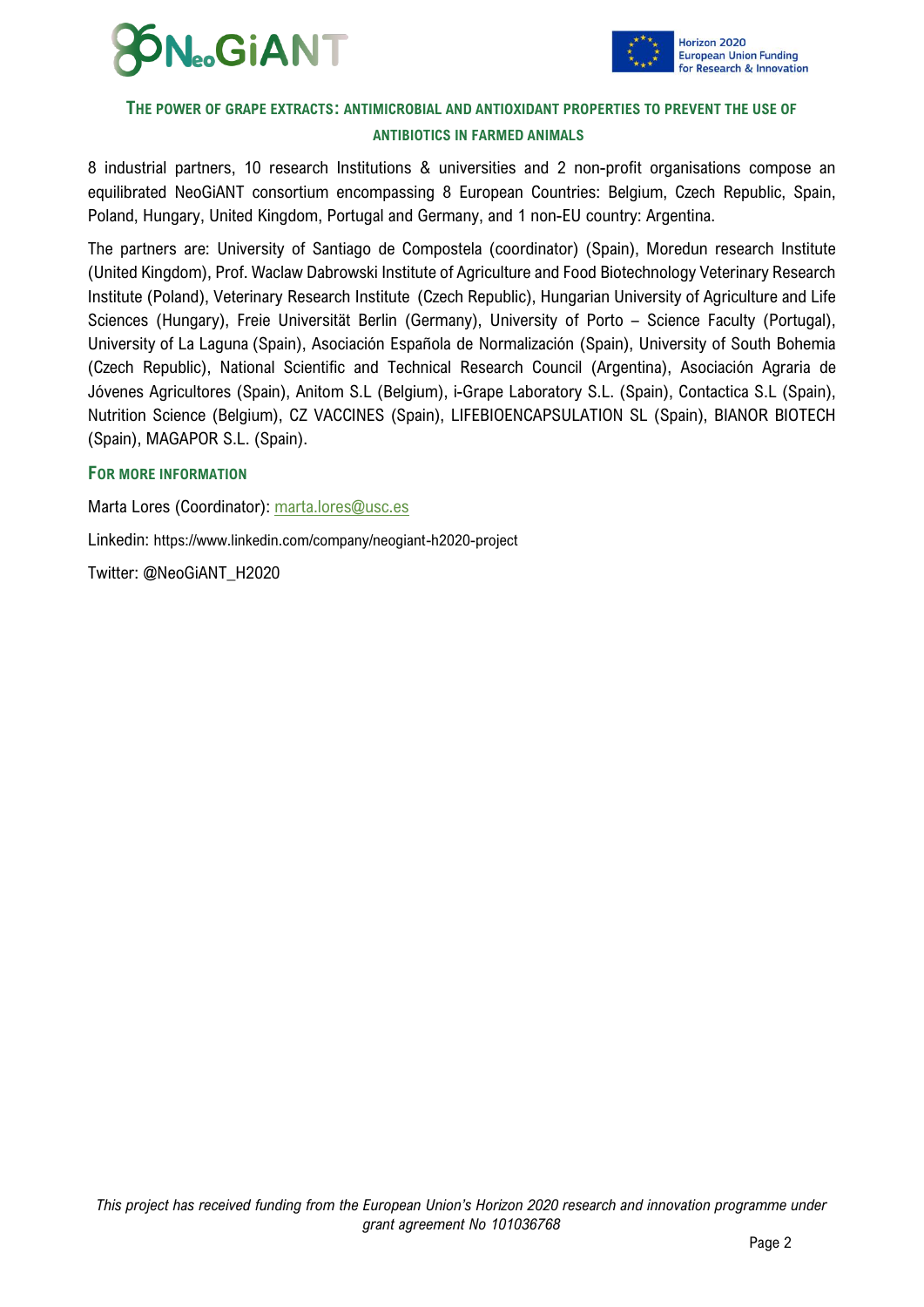8 industrial partners, 10 research Institutions & universities and 2 non-profit organisations compose an equilibrated NeoGiANT consortium encompassing 8 European Countries: Belgium, Czech Republic, Spain, Poland, Hungary, United Kingdom, Portugal and Germany, and 1 non-EU country: Argentina.

The partners are: University of Santiago de Compostela (coordinator) (Spain), Moredun research Institute (United Kingdom), Prof. Waclaw Dabrowski Institute of Agriculture and Food Biotechnology Veterinary Research Institute (Poland), Veterinary Research Institute (Czech Republic), Hungarian University of Agriculture and Life Sciences (Hungary), Freie Universität Berlin (Germany), University of Porto – Science Faculty (Portugal), University of La Laguna (Spain), Asociación Española de Normalización (Spain), University of South Bohemia (Czech Republic), National Scientific and Technical Research Council (Argentina), Asociación Agraria de Jóvenes Agricultores (Spain), Anitom S.L (Belgium), i-Grape Laboratory S.L. (Spain), Contactica S.L (Spain), Nutrition Science (Belgium), CZ VACCINES (Spain), LIFEBIOENCAPSULATION SL (Spain), BIANOR BIOTECH (Spain), MAGAPOR S.L. (Spain).

## For more information

Marta Lores (Coordinator): marta.lores@usc.es

Linkedin: https://www.linkedin.com/company/neogiant-h2020-project

Twitter: @NeoGiANT_H2020

*This project has received funding from the European Union's Horizon 2020 research and innovation programme under grant agreement No 101036768*